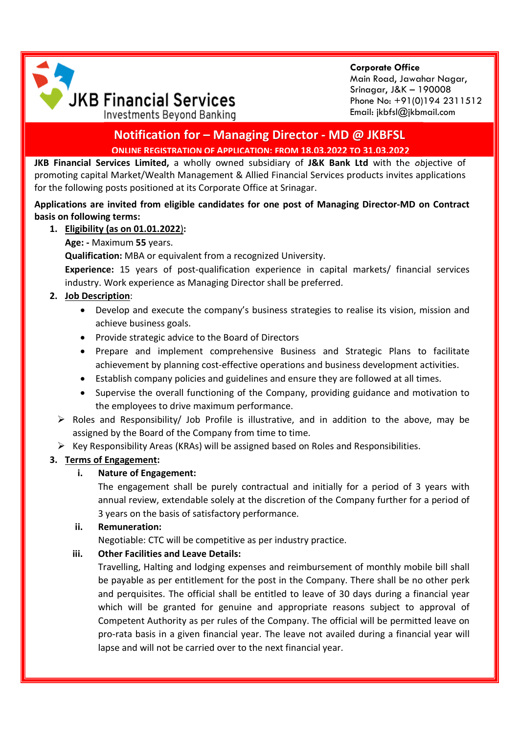**JKB Financial Services**
Investments Beyond Banking

**Corporate Office**
Main Road, Jawahar Nagar,
Srinagar, J&K – 190008
Phone No: +91(0)194 2311512
Email: jkbfsl@jkbmail.com

# Notification for – Managing Director - MD @ JKBFSL

**ONLINE REGISTRATION OF APPLICATION: FROM 18.03.2022 TO 31.03.2022**

**JKB Financial Services Limited,** a wholly owned subsidiary of **J&K Bank Ltd** with the objective of promoting capital Market/Wealth Management & Allied Financial Services products invites applications for the following posts positioned at its Corporate Office at Srinagar.

**Applications are invited from eligible candidates for one post of Managing Director-MD on Contract basis on following terms:**

1. **Eligibility (as on 01.01.2022):**

   **Age: -** Maximum **55** years.

   **Qualification:** MBA or equivalent from a recognized University.

   **Experience:** 15 years of post-qualification experience in capital markets/ financial services industry. Work experience as Managing Director shall be preferred.

2. **Job Description**:
   - Develop and execute the company's business strategies to realise its vision, mission and achieve business goals.
   - Provide strategic advice to the Board of Directors
   - Prepare and implement comprehensive Business and Strategic Plans to facilitate achievement by planning cost-effective operations and business development activities.
   - Establish company policies and guidelines and ensure they are followed at all times.
   - Supervise the overall functioning of the Company, providing guidance and motivation to the employees to drive maximum performance.

   - Roles and Responsibility/ Job Profile is illustrative, and in addition to the above, may be assigned by the Board of the Company from time to time.
   - Key Responsibility Areas (KRAs) will be assigned based on Roles and Responsibilities.

3. **Terms of Engagement:**

   i. **Nature of Engagement:**
   The engagement shall be purely contractual and initially for a period of 3 years with annual review, extendable solely at the discretion of the Company further for a period of 3 years on the basis of satisfactory performance.

   ii. **Remuneration:**
   Negotiable: CTC will be competitive as per industry practice.

   iii. **Other Facilities and Leave Details:**
   Travelling, Halting and lodging expenses and reimbursement of monthly mobile bill shall be payable as per entitlement for the post in the Company. There shall be no other perk and perquisites. The official shall be entitled to leave of 30 days during a financial year which will be granted for genuine and appropriate reasons subject to approval of Competent Authority as per rules of the Company. The official will be permitted leave on pro-rata basis in a given financial year. The leave not availed during a financial year will lapse and will not be carried over to the next financial year.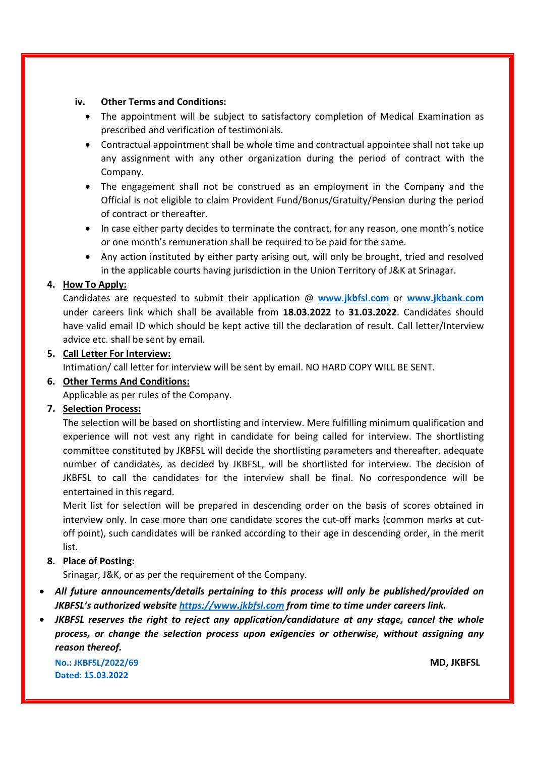iv. **Other Terms and Conditions:**

- The appointment will be subject to satisfactory completion of Medical Examination as prescribed and verification of testimonials.
- Contractual appointment shall be whole time and contractual appointee shall not take up any assignment with any other organization during the period of contract with the Company.
- The engagement shall not be construed as an employment in the Company and the Official is not eligible to claim Provident Fund/Bonus/Gratuity/Pension during the period of contract or thereafter.
- In case either party decides to terminate the contract, for any reason, one month's notice or one month's remuneration shall be required to be paid for the same.
- Any action instituted by either party arising out, will only be brought, tried and resolved in the applicable courts having jurisdiction in the Union Territory of J&K at Srinagar.

4. **How To Apply:**

Candidates are requested to submit their application @ **www.jkbfsl.com** or **www.jkbank.com** under careers link which shall be available from **18.03.2022** to **31.03.2022**. Candidates should have valid email ID which should be kept active till the declaration of result. Call letter/Interview advice etc. shall be sent by email.

5. **Call Letter For Interview:**

Intimation/ call letter for interview will be sent by email. NO HARD COPY WILL BE SENT.

6. **Other Terms And Conditions:**

Applicable as per rules of the Company.

7. **Selection Process:**

The selection will be based on shortlisting and interview. Mere fulfilling minimum qualification and experience will not vest any right in candidate for being called for interview. The shortlisting committee constituted by JKBFSL will decide the shortlisting parameters and thereafter, adequate number of candidates, as decided by JKBFSL, will be shortlisted for interview. The decision of JKBFSL to call the candidates for the interview shall be final. No correspondence will be entertained in this regard.

Merit list for selection will be prepared in descending order on the basis of scores obtained in interview only. In case more than one candidate scores the cut-off marks (common marks at cut-off point), such candidates will be ranked according to their age in descending order, in the merit list.

8. **Place of Posting:**

Srinagar, J&K, or as per the requirement of the Company.

- ***All future announcements/details pertaining to this process will only be published/provided on JKBFSL's authorized website https://www.jkbfsl.com from time to time under careers link.***
- ***JKBFSL reserves the right to reject any application/candidature at any stage, cancel the whole process, or change the selection process upon exigencies or otherwise, without assigning any reason thereof.***

**No.: JKBFSL/2022/69**
**Dated: 15.03.2022**

**MD, JKBFSL**